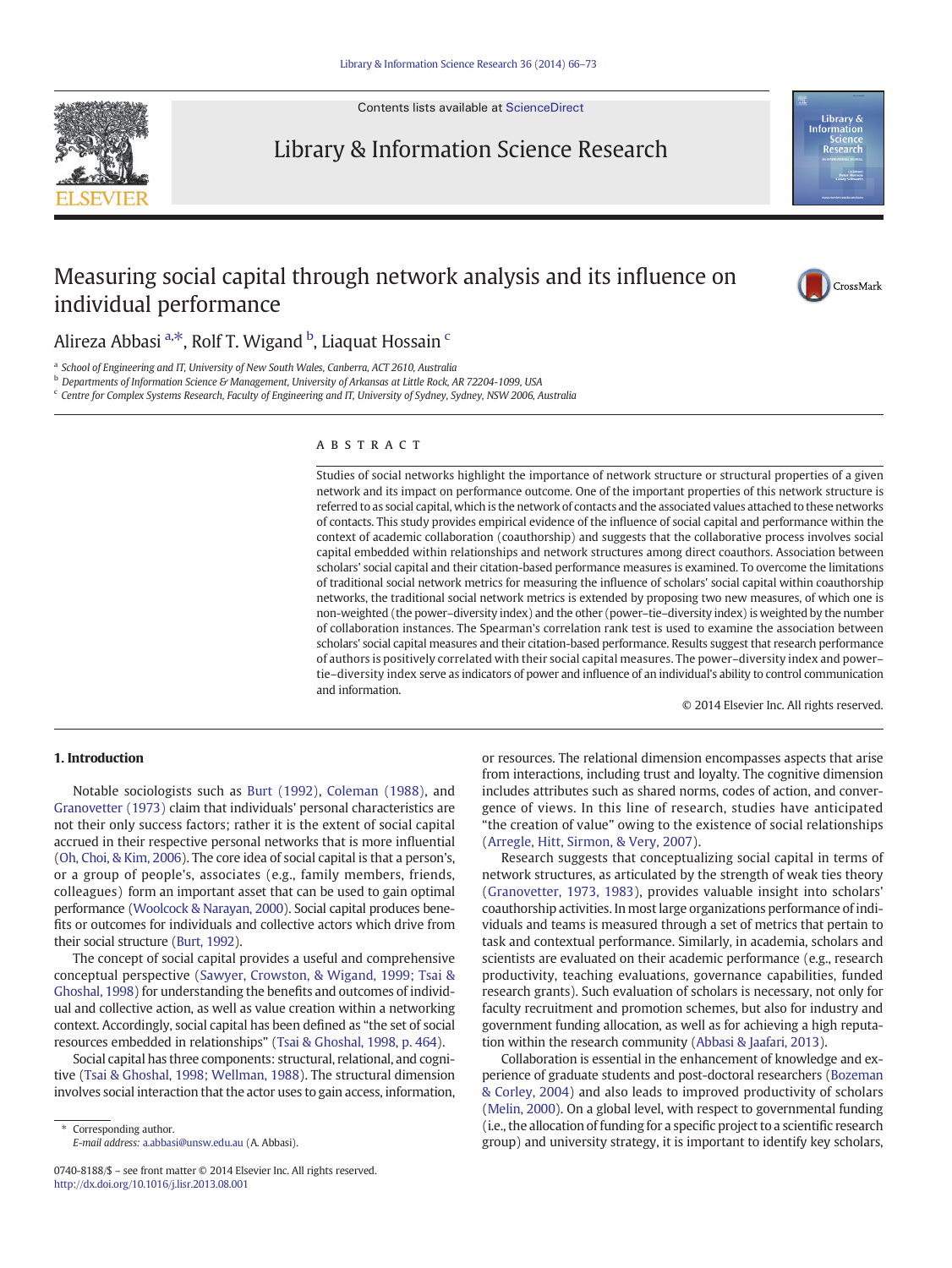# Measuring social capital through network analysis and its influence on individual performance

Alireza Abbasi [a,*], Rolf T. Wigand [b], Liaquat Hossain [c]

[a] School of Engineering and IT, University of New South Wales, Canberra, ACT 2610, Australia
[b] Departments of Information Science & Management, University of Arkansas at Little Rock, AR 72204-1099, USA
[c] Centre for Complex Systems Research, Faculty of Engineering and IT, University of Sydney, Sydney, NSW 2006, Australia

## ABSTRACT

Studies of social networks highlight the importance of network structure or structural properties of a given network and its impact on performance outcome. One of the important properties of this network structure is referred to as social capital, which is the network of contacts and the associated values attached to these networks of contacts. This study provides empirical evidence of the influence of social capital and performance within the context of academic collaboration (coauthorship) and suggests that the collaborative process involves social capital embedded within relationships and network structures among direct coauthors. Association between scholars' social capital and their citation-based performance measures is examined. To overcome the limitations of traditional social network metrics for measuring the influence of scholars' social capital within coauthorship networks, the traditional social network metrics is extended by proposing two new measures, of which one is non-weighted (the power–diversity index) and the other (power–tie–diversity index) is weighted by the number of collaboration instances. The Spearman's correlation rank test is used to examine the association between scholars' social capital measures and their citation-based performance. Results suggest that research performance of authors is positively correlated with their social capital measures. The power–diversity index and power–tie–diversity index serve as indicators of power and influence of an individual's ability to control communication and information.

© 2014 Elsevier Inc. All rights reserved.

## 1. Introduction

Notable sociologists such as Burt (1992), Coleman (1988), and Granovetter (1973) claim that individuals' personal characteristics are not their only success factors; rather it is the extent of social capital accrued in their respective personal networks that is more influential (Oh, Choi, & Kim, 2006). The core idea of social capital is that a person's, or a group of people's, associates (e.g., family members, friends, colleagues) form an important asset that can be used to gain optimal performance (Woolcock & Narayan, 2000). Social capital produces benefits or outcomes for individuals and collective actors which drive from their social structure (Burt, 1992).

The concept of social capital provides a useful and comprehensive conceptual perspective (Sawyer, Crowston, & Wigand, 1999; Tsai & Ghoshal, 1998) for understanding the benefits and outcomes of individual and collective action, as well as value creation within a networking context. Accordingly, social capital has been defined as "the set of social resources embedded in relationships" (Tsai & Ghoshal, 1998, p. 464).

Social capital has three components: structural, relational, and cognitive (Tsai & Ghoshal, 1998; Wellman, 1988). The structural dimension involves social interaction that the actor uses to gain access, information, or resources. The relational dimension encompasses aspects that arise from interactions, including trust and loyalty. The cognitive dimension includes attributes such as shared norms, codes of action, and convergence of views. In this line of research, studies have anticipated "the creation of value" owing to the existence of social relationships (Arregle, Hitt, Sirmon, & Very, 2007).

Research suggests that conceptualizing social capital in terms of network structures, as articulated by the strength of weak ties theory (Granovetter, 1973, 1983), provides valuable insight into scholars' coauthorship activities. In most large organizations performance of individuals and teams is measured through a set of metrics that pertain to task and contextual performance. Similarly, in academia, scholars and scientists are evaluated on their academic performance (e.g., research productivity, teaching evaluations, governance capabilities, funded research grants). Such evaluation of scholars is necessary, not only for faculty recruitment and promotion schemes, but also for industry and government funding allocation, as well as for achieving a high reputation within the research community (Abbasi & Jaafari, 2013).

Collaboration is essential in the enhancement of knowledge and experience of graduate students and post-doctoral researchers (Bozeman & Corley, 2004) and also leads to improved productivity of scholars (Melin, 2000). On a global level, with respect to governmental funding (i.e., the allocation of funding for a specific project to a scientific research group) and university strategy, it is important to identify key scholars,

* Corresponding author.
E-mail address: a.abbasi@unsw.edu.au (A. Abbasi).

0740-8188/$ – see front matter © 2014 Elsevier Inc. All rights reserved.
http://dx.doi.org/10.1016/j.lisr.2013.08.001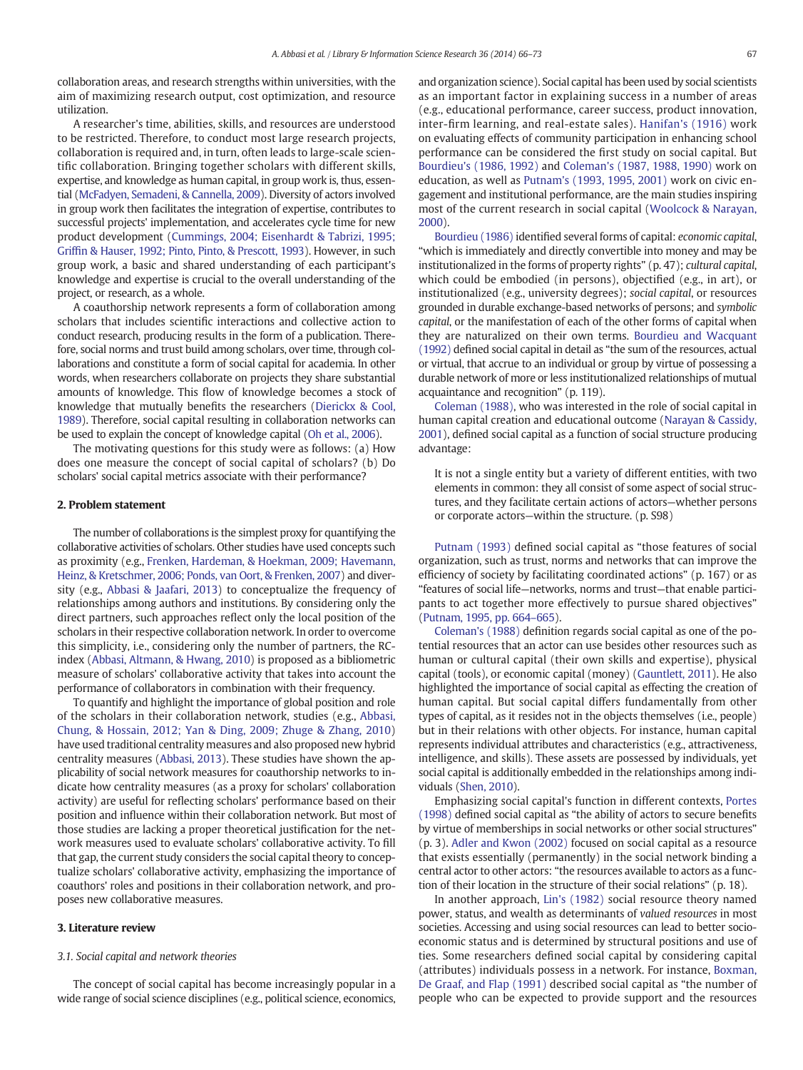collaboration areas, and research strengths within universities, with the aim of maximizing research output, cost optimization, and resource utilization.

A researcher's time, abilities, skills, and resources are understood to be restricted. Therefore, to conduct most large research projects, collaboration is required and, in turn, often leads to large-scale scientific collaboration. Bringing together scholars with different skills, expertise, and knowledge as human capital, in group work is, thus, essential (McFadyen, Semadeni, & Cannella, 2009). Diversity of actors involved in group work then facilitates the integration of expertise, contributes to successful projects' implementation, and accelerates cycle time for new product development (Cummings, 2004; Eisenhardt & Tabrizi, 1995; Griffin & Hauser, 1992; Pinto, Pinto, & Prescott, 1993). However, in such group work, a basic and shared understanding of each participant's knowledge and expertise is crucial to the overall understanding of the project, or research, as a whole.

A coauthorship network represents a form of collaboration among scholars that includes scientific interactions and collective action to conduct research, producing results in the form of a publication. Therefore, social norms and trust build among scholars, over time, through collaborations and constitute a form of social capital for academia. In other words, when researchers collaborate on projects they share substantial amounts of knowledge. This flow of knowledge becomes a stock of knowledge that mutually benefits the researchers (Dierickx & Cool, 1989). Therefore, social capital resulting in collaboration networks can be used to explain the concept of knowledge capital (Oh et al., 2006).

The motivating questions for this study were as follows: (a) How does one measure the concept of social capital of scholars? (b) Do scholars' social capital metrics associate with their performance?

## 2. Problem statement

The number of collaborations is the simplest proxy for quantifying the collaborative activities of scholars. Other studies have used concepts such as proximity (e.g., Frenken, Hardeman, & Hoekman, 2009; Havemann, Heinz, & Kretschmer, 2006; Ponds, van Oort, & Frenken, 2007) and diversity (e.g., Abbasi & Jaafari, 2013) to conceptualize the frequency of relationships among authors and institutions. By considering only the direct partners, such approaches reflect only the local position of the scholars in their respective collaboration network. In order to overcome this simplicity, i.e., considering only the number of partners, the RC-index (Abbasi, Altmann, & Hwang, 2010) is proposed as a bibliometric measure of scholars' collaborative activity that takes into account the performance of collaborators in combination with their frequency.

To quantify and highlight the importance of global position and role of the scholars in their collaboration network, studies (e.g., Abbasi, Chung, & Hossain, 2012; Yan & Ding, 2009; Zhuge & Zhang, 2010) have used traditional centrality measures and also proposed new hybrid centrality measures (Abbasi, 2013). These studies have shown the applicability of social network measures for coauthorship networks to indicate how centrality measures (as a proxy for scholars' collaboration activity) are useful for reflecting scholars' performance based on their position and influence within their collaboration network. But most of those studies are lacking a proper theoretical justification for the network measures used to evaluate scholars' collaborative activity. To fill that gap, the current study considers the social capital theory to conceptualize scholars' collaborative activity, emphasizing the importance of coauthors' roles and positions in their collaboration network, and proposes new collaborative measures.

## 3. Literature review

### 3.1. Social capital and network theories

The concept of social capital has become increasingly popular in a wide range of social science disciplines (e.g., political science, economics, and organization science). Social capital has been used by social scientists as an important factor in explaining success in a number of areas (e.g., educational performance, career success, product innovation, inter-firm learning, and real-estate sales). Hanifan's (1916) work on evaluating effects of community participation in enhancing school performance can be considered the first study on social capital. But Bourdieu's (1986, 1992) and Coleman's (1987, 1988, 1990) work on education, as well as Putnam's (1993, 1995, 2001) work on civic engagement and institutional performance, are the main studies inspiring most of the current research in social capital (Woolcock & Narayan, 2000).

Bourdieu (1986) identified several forms of capital: *economic capital*, "which is immediately and directly convertible into money and may be institutionalized in the forms of property rights" (p. 47); *cultural capital*, which could be embodied (in persons), objectified (e.g., in art), or institutionalized (e.g., university degrees); *social capital*, or resources grounded in durable exchange-based networks of persons; and *symbolic capital*, or the manifestation of each of the other forms of capital when they are naturalized on their own terms. Bourdieu and Wacquant (1992) defined social capital in detail as "the sum of the resources, actual or virtual, that accrue to an individual or group by virtue of possessing a durable network of more or less institutionalized relationships of mutual acquaintance and recognition" (p. 119).

Coleman (1988), who was interested in the role of social capital in human capital creation and educational outcome (Narayan & Cassidy, 2001), defined social capital as a function of social structure producing advantage:

> It is not a single entity but a variety of different entities, with two elements in common: they all consist of some aspect of social structures, and they facilitate certain actions of actors—whether persons or corporate actors—within the structure. (p. S98)

Putnam (1993) defined social capital as "those features of social organization, such as trust, norms and networks that can improve the efficiency of society by facilitating coordinated actions" (p. 167) or as "features of social life—networks, norms and trust—that enable participants to act together more effectively to pursue shared objectives" (Putnam, 1995, pp. 664–665).

Coleman's (1988) definition regards social capital as one of the potential resources that an actor can use besides other resources such as human or cultural capital (their own skills and expertise), physical capital (tools), or economic capital (money) (Gauntlett, 2011). He also highlighted the importance of social capital as effecting the creation of human capital. But social capital differs fundamentally from other types of capital, as it resides not in the objects themselves (i.e., people) but in their relations with other objects. For instance, human capital represents individual attributes and characteristics (e.g., attractiveness, intelligence, and skills). These assets are possessed by individuals, yet social capital is additionally embedded in the relationships among individuals (Shen, 2010).

Emphasizing social capital's function in different contexts, Portes (1998) defined social capital as "the ability of actors to secure benefits by virtue of memberships in social networks or other social structures" (p. 3). Adler and Kwon (2002) focused on social capital as a resource that exists essentially (permanently) in the social network binding a central actor to other actors: "the resources available to actors as a function of their location in the structure of their social relations" (p. 18).

In another approach, Lin's (1982) social resource theory named power, status, and wealth as determinants of *valued resources* in most societies. Accessing and using social resources can lead to better socioeconomic status and is determined by structural positions and use of ties. Some researchers defined social capital by considering capital (attributes) individuals possess in a network. For instance, Boxman, De Graaf, and Flap (1991) described social capital as "the number of people who can be expected to provide support and the resources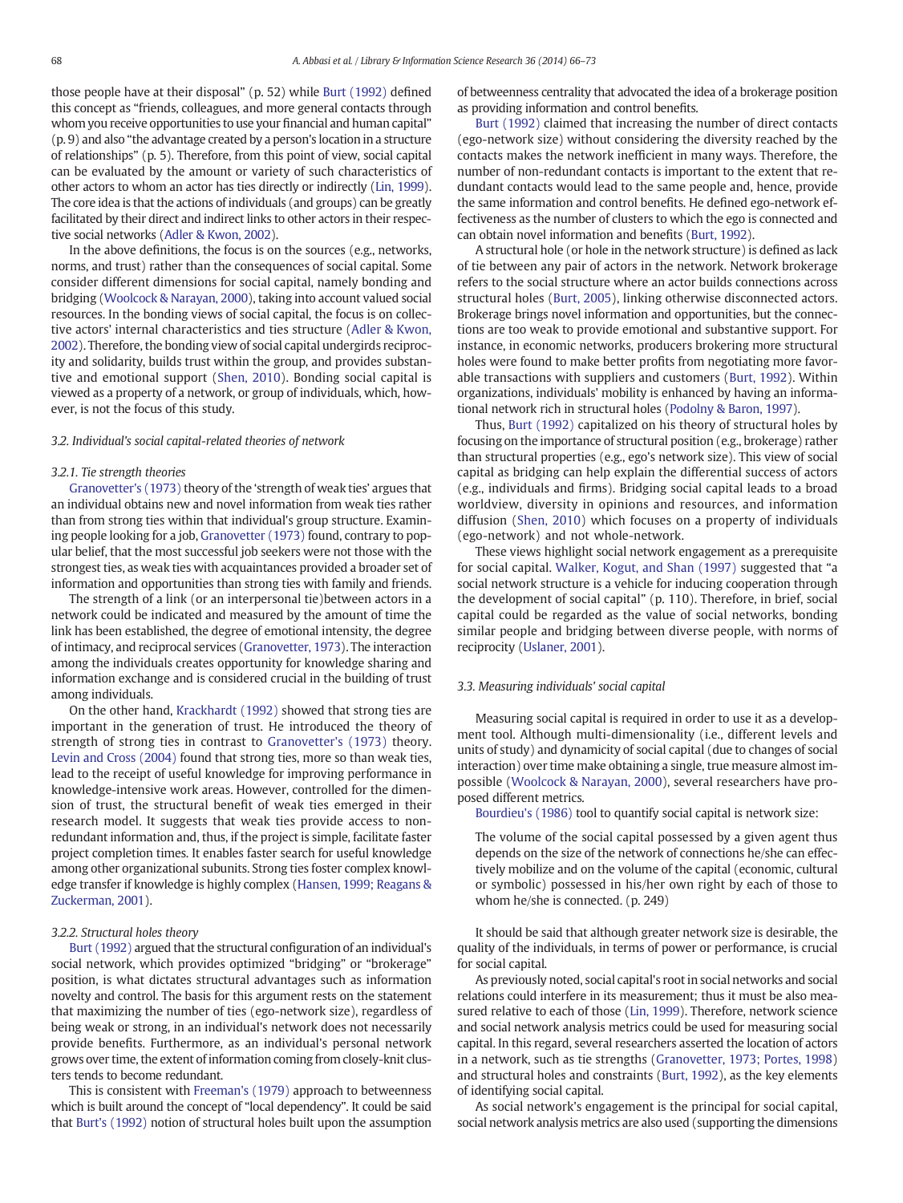those people have at their disposal" (p. 52) while Burt (1992) defined this concept as "friends, colleagues, and more general contacts through whom you receive opportunities to use your financial and human capital" (p. 9) and also "the advantage created by a person's location in a structure of relationships" (p. 5). Therefore, from this point of view, social capital can be evaluated by the amount or variety of such characteristics of other actors to whom an actor has ties directly or indirectly (Lin, 1999). The core idea is that the actions of individuals (and groups) can be greatly facilitated by their direct and indirect links to other actors in their respective social networks (Adler & Kwon, 2002).

In the above definitions, the focus is on the sources (e.g., networks, norms, and trust) rather than the consequences of social capital. Some consider different dimensions for social capital, namely bonding and bridging (Woolcock & Narayan, 2000), taking into account valued social resources. In the bonding views of social capital, the focus is on collective actors' internal characteristics and ties structure (Adler & Kwon, 2002). Therefore, the bonding view of social capital undergirds reciprocity and solidarity, builds trust within the group, and provides substantive and emotional support (Shen, 2010). Bonding social capital is viewed as a property of a network, or group of individuals, which, however, is not the focus of this study.

### 3.2. Individual's social capital-related theories of network

#### 3.2.1. Tie strength theories

Granovetter's (1973) theory of the 'strength of weak ties' argues that an individual obtains new and novel information from weak ties rather than from strong ties within that individual's group structure. Examining people looking for a job, Granovetter (1973) found, contrary to popular belief, that the most successful job seekers were not those with the strongest ties, as weak ties with acquaintances provided a broader set of information and opportunities than strong ties with family and friends.

The strength of a link (or an interpersonal tie)between actors in a network could be indicated and measured by the amount of time the link has been established, the degree of emotional intensity, the degree of intimacy, and reciprocal services (Granovetter, 1973). The interaction among the individuals creates opportunity for knowledge sharing and information exchange and is considered crucial in the building of trust among individuals.

On the other hand, Krackhardt (1992) showed that strong ties are important in the generation of trust. He introduced the theory of strength of strong ties in contrast to Granovetter's (1973) theory. Levin and Cross (2004) found that strong ties, more so than weak ties, lead to the receipt of useful knowledge for improving performance in knowledge-intensive work areas. However, controlled for the dimension of trust, the structural benefit of weak ties emerged in their research model. It suggests that weak ties provide access to non-redundant information and, thus, if the project is simple, facilitate faster project completion times. It enables faster search for useful knowledge among other organizational subunits. Strong ties foster complex knowledge transfer if knowledge is highly complex (Hansen, 1999; Reagans & Zuckerman, 2001).

#### 3.2.2. Structural holes theory

Burt (1992) argued that the structural configuration of an individual's social network, which provides optimized "bridging" or "brokerage" position, is what dictates structural advantages such as information novelty and control. The basis for this argument rests on the statement that maximizing the number of ties (ego-network size), regardless of being weak or strong, in an individual's network does not necessarily provide benefits. Furthermore, as an individual's personal network grows over time, the extent of information coming from closely-knit clusters tends to become redundant.

This is consistent with Freeman's (1979) approach to betweenness which is built around the concept of "local dependency". It could be said that Burt's (1992) notion of structural holes built upon the assumption of betweenness centrality that advocated the idea of a brokerage position as providing information and control benefits.

Burt (1992) claimed that increasing the number of direct contacts (ego-network size) without considering the diversity reached by the contacts makes the network inefficient in many ways. Therefore, the number of non-redundant contacts is important to the extent that redundant contacts would lead to the same people and, hence, provide the same information and control benefits. He defined ego-network effectiveness as the number of clusters to which the ego is connected and can obtain novel information and benefits (Burt, 1992).

A structural hole (or hole in the network structure) is defined as lack of tie between any pair of actors in the network. Network brokerage refers to the social structure where an actor builds connections across structural holes (Burt, 2005), linking otherwise disconnected actors. Brokerage brings novel information and opportunities, but the connections are too weak to provide emotional and substantive support. For instance, in economic networks, producers brokering more structural holes were found to make better profits from negotiating more favorable transactions with suppliers and customers (Burt, 1992). Within organizations, individuals' mobility is enhanced by having an informational network rich in structural holes (Podolny & Baron, 1997).

Thus, Burt (1992) capitalized on his theory of structural holes by focusing on the importance of structural position (e.g., brokerage) rather than structural properties (e.g., ego's network size). This view of social capital as bridging can help explain the differential success of actors (e.g., individuals and firms). Bridging social capital leads to a broad worldview, diversity in opinions and resources, and information diffusion (Shen, 2010) which focuses on a property of individuals (ego-network) and not whole-network.

These views highlight social network engagement as a prerequisite for social capital. Walker, Kogut, and Shan (1997) suggested that "a social network structure is a vehicle for inducing cooperation through the development of social capital" (p. 110). Therefore, in brief, social capital could be regarded as the value of social networks, bonding similar people and bridging between diverse people, with norms of reciprocity (Uslaner, 2001).

### 3.3. Measuring individuals' social capital

Measuring social capital is required in order to use it as a development tool. Although multi-dimensionality (i.e., different levels and units of study) and dynamicity of social capital (due to changes of social interaction) over time make obtaining a single, true measure almost impossible (Woolcock & Narayan, 2000), several researchers have proposed different metrics.

Bourdieu's (1986) tool to quantify social capital is network size:

> The volume of the social capital possessed by a given agent thus depends on the size of the network of connections he/she can effectively mobilize and on the volume of the capital (economic, cultural or symbolic) possessed in his/her own right by each of those to whom he/she is connected. (p. 249)

It should be said that although greater network size is desirable, the quality of the individuals, in terms of power or performance, is crucial for social capital.

As previously noted, social capital's root in social networks and social relations could interfere in its measurement; thus it must be also measured relative to each of those (Lin, 1999). Therefore, network science and social network analysis metrics could be used for measuring social capital. In this regard, several researchers asserted the location of actors in a network, such as tie strengths (Granovetter, 1973; Portes, 1998) and structural holes and constraints (Burt, 1992), as the key elements of identifying social capital.

As social network's engagement is the principal for social capital, social network analysis metrics are also used (supporting the dimensions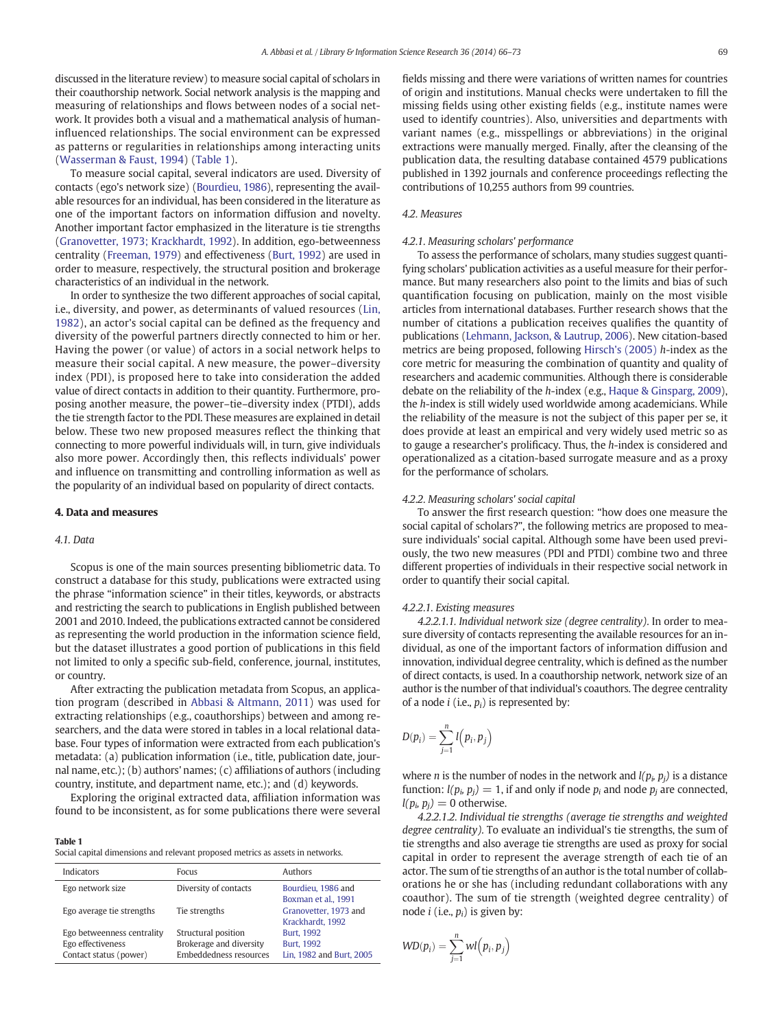discussed in the literature review) to measure social capital of scholars in their coauthorship network. Social network analysis is the mapping and measuring of relationships and flows between nodes of a social network. It provides both a visual and a mathematical analysis of human-influenced relationships. The social environment can be expressed as patterns or regularities in relationships among interacting units (Wasserman & Faust, 1994) (Table 1).

To measure social capital, several indicators are used. Diversity of contacts (ego's network size) (Bourdieu, 1986), representing the available resources for an individual, has been considered in the literature as one of the important factors on information diffusion and novelty. Another important factor emphasized in the literature is tie strengths (Granovetter, 1973; Krackhardt, 1992). In addition, ego-betweenness centrality (Freeman, 1979) and effectiveness (Burt, 1992) are used in order to measure, respectively, the structural position and brokerage characteristics of an individual in the network.

In order to synthesize the two different approaches of social capital, i.e., diversity, and power, as determinants of valued resources (Lin, 1982), an actor's social capital can be defined as the frequency and diversity of the powerful partners directly connected to him or her. Having the power (or value) of actors in a social network helps to measure their social capital. A new measure, the power–diversity index (PDI), is proposed here to take into consideration the added value of direct contacts in addition to their quantity. Furthermore, proposing another measure, the power–tie–diversity index (PTDI), adds the tie strength factor to the PDI. These measures are explained in detail below. These two new proposed measures reflect the thinking that connecting to more powerful individuals will, in turn, give individuals also more power. Accordingly then, this reflects individuals' power and influence on transmitting and controlling information as well as the popularity of an individual based on popularity of direct contacts.

**Table 1**
Social capital dimensions and relevant proposed metrics as assets in networks.

| Indicators | Focus | Authors |
|---|---|---|
| Ego network size | Diversity of contacts | Bourdieu, 1986 and Boxman et al., 1991 |
| Ego average tie strengths | Tie strengths | Granovetter, 1973 and Krackhardt, 1992 |
| Ego betweenness centrality | Structural position | Burt, 1992 |
| Ego effectiveness | Brokerage and diversity | Burt, 1992 |
| Contact status (power) | Embeddedness resources | Lin, 1982 and Burt, 2005 |

## 4. Data and measures

### 4.1. Data

Scopus is one of the main sources presenting bibliometric data. To construct a database for this study, publications were extracted using the phrase "information science" in their titles, keywords, or abstracts and restricting the search to publications in English published between 2001 and 2010. Indeed, the publications extracted cannot be considered as representing the world production in the information science field, but the dataset illustrates a good portion of publications in this field not limited to only a specific sub-field, conference, journal, institutes, or country.

After extracting the publication metadata from Scopus, an application program (described in Abbasi & Altmann, 2011) was used for extracting relationships (e.g., coauthorships) between and among researchers, and the data were stored in tables in a local relational database. Four types of information were extracted from each publication's metadata: (a) publication information (i.e., title, publication date, journal name, etc.); (b) authors' names; (c) affiliations of authors (including country, institute, and department name, etc.); and (d) keywords.

Exploring the original extracted data, affiliation information was found to be inconsistent, as for some publications there were several fields missing and there were variations of written names for countries of origin and institutions. Manual checks were undertaken to fill the missing fields using other existing fields (e.g., institute names were used to identify countries). Also, universities and departments with variant names (e.g., misspellings or abbreviations) in the original extractions were manually merged. Finally, after the cleansing of the publication data, the resulting database contained 4579 publications published in 1392 journals and conference proceedings reflecting the contributions of 10,255 authors from 99 countries.

### 4.2. Measures

#### 4.2.1. Measuring scholars' performance

To assess the performance of scholars, many studies suggest quantifying scholars' publication activities as a useful measure for their performance. But many researchers also point to the limits and bias of such quantification focusing on publication, mainly on the most visible articles from international databases. Further research shows that the number of citations a publication receives qualifies the quantity of publications (Lehmann, Jackson, & Lautrup, 2006). New citation-based metrics are being proposed, following Hirsch's (2005) *h*-index as the core metric for measuring the combination of quantity and quality of researchers and academic communities. Although there is considerable debate on the reliability of the *h*-index (e.g., Haque & Ginsparg, 2009), the *h*-index is still widely used worldwide among academicians. While the reliability of the measure is not the subject of this paper per se, it does provide at least an empirical and very widely used metric so as to gauge a researcher's proficacy. Thus, the *h*-index is considered and operationalized as a citation-based surrogate measure and as a proxy for the performance of scholars.

#### 4.2.2. Measuring scholars' social capital

To answer the first research question: "how does one measure the social capital of scholars?", the following metrics are proposed to measure individuals' social capital. Although some have been used previously, the two new measures (PDI and PTDI) combine two and three different properties of individuals in their respective social network in order to quantify their social capital.

##### 4.2.2.1. Existing measures

*4.2.2.1.1. Individual network size (degree centrality).* In order to measure diversity of contacts representing the available resources for an individual, as one of the important factors of information diffusion and innovation, individual degree centrality, which is defined as the number of direct contacts, is used. In a coauthorship network, network size of an author is the number of that individual's coauthors. The degree centrality of a node $i$ (i.e., $p_i$) is represented by:

$$D(p_i) = \sum_{j=1}^{n} l\left(p_i, p_j\right)$$

where $n$ is the number of nodes in the network and $l(p_i, p_j)$ is a distance function: $l(p_i, p_j) = 1$, if and only if node $p_i$ and node $p_j$ are connected, $l(p_i, p_j) = 0$ otherwise.

*4.2.2.1.2. Individual tie strengths (average tie strengths and weighted degree centrality).* To evaluate an individual's tie strengths, the sum of tie strengths and also average tie strengths are used as proxy for social capital in order to represent the average strength of each tie of an actor. The sum of tie strengths of an author is the total number of collaborations he or she has (including redundant collaborations with any coauthor). The sum of tie strength (weighted degree centrality) of node $i$ (i.e., $p_i$) is given by:

$$WD(p_i) = \sum_{j=1}^{n} wl\left(p_i, p_j\right)$$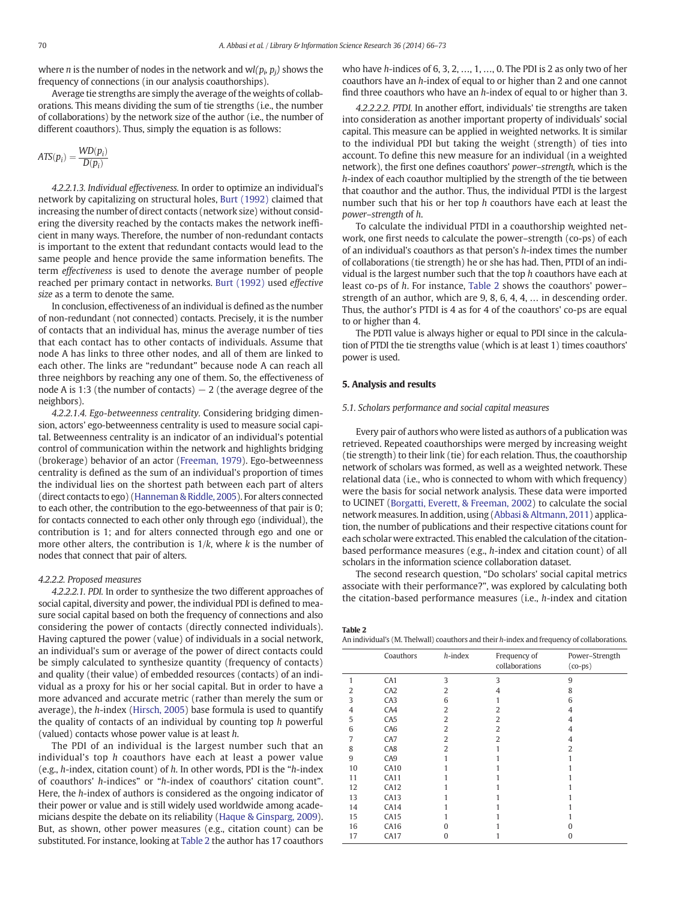where $n$ is the number of nodes in the network and $wl(p_i, p_j)$ shows the frequency of connections (in our analysis coauthorships).

Average tie strengths are simply the average of the weights of collaborations. This means dividing the sum of tie strengths (i.e., the number of collaborations) by the network size of the author (i.e., the number of different coauthors). Thus, simply the equation is as follows:

$$ATS(p_i) = \frac{WD(p_i)}{D(p_i)}$$

*4.2.2.1.3. Individual effectiveness.* In order to optimize an individual's network by capitalizing on structural holes, Burt (1992) claimed that increasing the number of direct contacts (network size) without considering the diversity reached by the contacts makes the network inefficient in many ways. Therefore, the number of non-redundant contacts is important to the extent that redundant contacts would lead to the same people and hence provide the same information benefits. The term *effectiveness* is used to denote the average number of people reached per primary contact in networks. Burt (1992) used *effective size* as a term to denote the same.

In conclusion, effectiveness of an individual is defined as the number of non-redundant (not connected) contacts. Precisely, it is the number of contacts that an individual has, minus the average number of ties that each contact has to other contacts of individuals. Assume that node A has links to three other nodes, and all of them are linked to each other. The links are "redundant" because node A can reach all three neighbors by reaching any one of them. So, the effectiveness of node A is 1:3 (the number of contacts) − 2 (the average degree of the neighbors).

*4.2.2.1.4. Ego-betweenness centrality.* Considering bridging dimension, actors' ego-betweenness centrality is used to measure social capital. Betweenness centrality is an indicator of an individual's potential control of communication within the network and highlights bridging (brokerage) behavior of an actor (Freeman, 1979). Ego-betweenness centrality is defined as the sum of an individual's proportion of times the individual lies on the shortest path between each part of alters (direct contacts to ego) (Hanneman & Riddle, 2005). For alters connected to each other, the contribution to the ego-betweenness of that pair is 0; for contacts connected to each other only through ego (individual), the contribution is 1; and for alters connected through ego and one or more other alters, the contribution is $1/k$, where $k$ is the number of nodes that connect that pair of alters.

*4.2.2.2. Proposed measures*

*4.2.2.2.1. PDI.* In order to synthesize the two different approaches of social capital, diversity and power, the individual PDI is defined to measure social capital based on both the frequency of connections and also considering the power of contacts (directly connected individuals). Having captured the power (value) of individuals in a social network, an individual's sum or average of the power of direct contacts could be simply calculated to synthesize quantity (frequency of contacts) and quality (their value) of embedded resources (contacts) of an individual as a proxy for his or her social capital. But in order to have a more advanced and accurate metric (rather than merely the sum or average), the $h$-index (Hirsch, 2005) base formula is used to quantify the quality of contacts of an individual by counting top $h$ powerful (valued) contacts whose power value is at least $h$.

The PDI of an individual is the largest number such that an individual's top $h$ coauthors have each at least a power value (e.g., $h$-index, citation count) of $h$. In other words, PDI is the "$h$-index of coauthors' $h$-indices" or "$h$-index of coauthors' citation count". Here, the $h$-index of authors is considered as the ongoing indicator of their power or value and is still widely used worldwide among academicians despite the debate on its reliability (Haque & Ginsparg, 2009). But, as shown, other power measures (e.g., citation count) can be substituted. For instance, looking at Table 2 the author has 17 coauthors who have $h$-indices of 6, 3, 2, …, 1, …, 0. The PDI is 2 as only two of her coauthors have an $h$-index of equal to or higher than 2 and one cannot find three coauthors who have an $h$-index of equal to or higher than 3.

*4.2.2.2.2. PTDI.* In another effort, individuals' tie strengths are taken into consideration as another important property of individuals' social capital. This measure can be applied in weighted networks. It is similar to the individual PDI but taking the weight (strength) of ties into account. To define this new measure for an individual (in a weighted network), the first one defines coauthors' *power–strength,* which is the $h$-index of each coauthor multiplied by the strength of the tie between that coauthor and the author. Thus, the individual PTDI is the largest number such that his or her top $h$ coauthors have each at least the *power–strength* of $h$.

To calculate the individual PTDI in a coauthorship weighted network, one first needs to calculate the power–strength (co-ps) of each of an individual's coauthors as that person's $h$-index times the number of collaborations (tie strength) he or she has had. Then, PTDI of an individual is the largest number such that the top $h$ coauthors have each at least co-ps of $h$. For instance, Table 2 shows the coauthors' power–strength of an author, which are 9, 8, 6, 4, 4, … in descending order. Thus, the author's PTDI is 4 as for 4 of the coauthors' co-ps are equal to or higher than 4.

The PDTI value is always higher or equal to PDI since in the calculation of PTDI the tie strengths value (which is at least 1) times coauthors' power is used.

## 5. Analysis and results

### 5.1. Scholars performance and social capital measures

Every pair of authors who were listed as authors of a publication was retrieved. Repeated coauthorships were merged by increasing weight (tie strength) to their link (tie) for each relation. Thus, the coauthorship network of scholars was formed, as well as a weighted network. These relational data (i.e., who is connected to whom with which frequency) were the basis for social network analysis. These data were imported to UCINET (Borgatti, Everett, & Freeman, 2002) to calculate the social network measures. In addition, using (Abbasi & Altmann, 2011) application, the number of publications and their respective citations count for each scholar were extracted. This enabled the calculation of the citation-based performance measures (e.g., $h$-index and citation count) of all scholars in the information science collaboration dataset.

The second research question, "Do scholars' social capital metrics associate with their performance?", was explored by calculating both the citation-based performance measures (i.e., $h$-index and citation

**Table 2**
An individual's (M. Thelwall) coauthors and their $h$-index and frequency of collaborations.

| | Coauthors | $h$-index | Frequency of collaborations | Power–Strength (co-ps) |
|---|---|---|---|---|
| 1 | CA1 | 3 | 3 | 9 |
| 2 | CA2 | 2 | 4 | 8 |
| 3 | CA3 | 6 | 1 | 6 |
| 4 | CA4 | 2 | 2 | 4 |
| 5 | CA5 | 2 | 2 | 4 |
| 6 | CA6 | 2 | 2 | 4 |
| 7 | CA7 | 2 | 2 | 4 |
| 8 | CA8 | 2 | 1 | 2 |
| 9 | CA9 | 1 | 1 | 1 |
| 10 | CA10 | 1 | 1 | 1 |
| 11 | CA11 | 1 | 1 | 1 |
| 12 | CA12 | 1 | 1 | 1 |
| 13 | CA13 | 1 | 1 | 1 |
| 14 | CA14 | 1 | 1 | 1 |
| 15 | CA15 | 1 | 1 | 1 |
| 16 | CA16 | 0 | 1 | 0 |
| 17 | CA17 | 0 | 1 | 0 |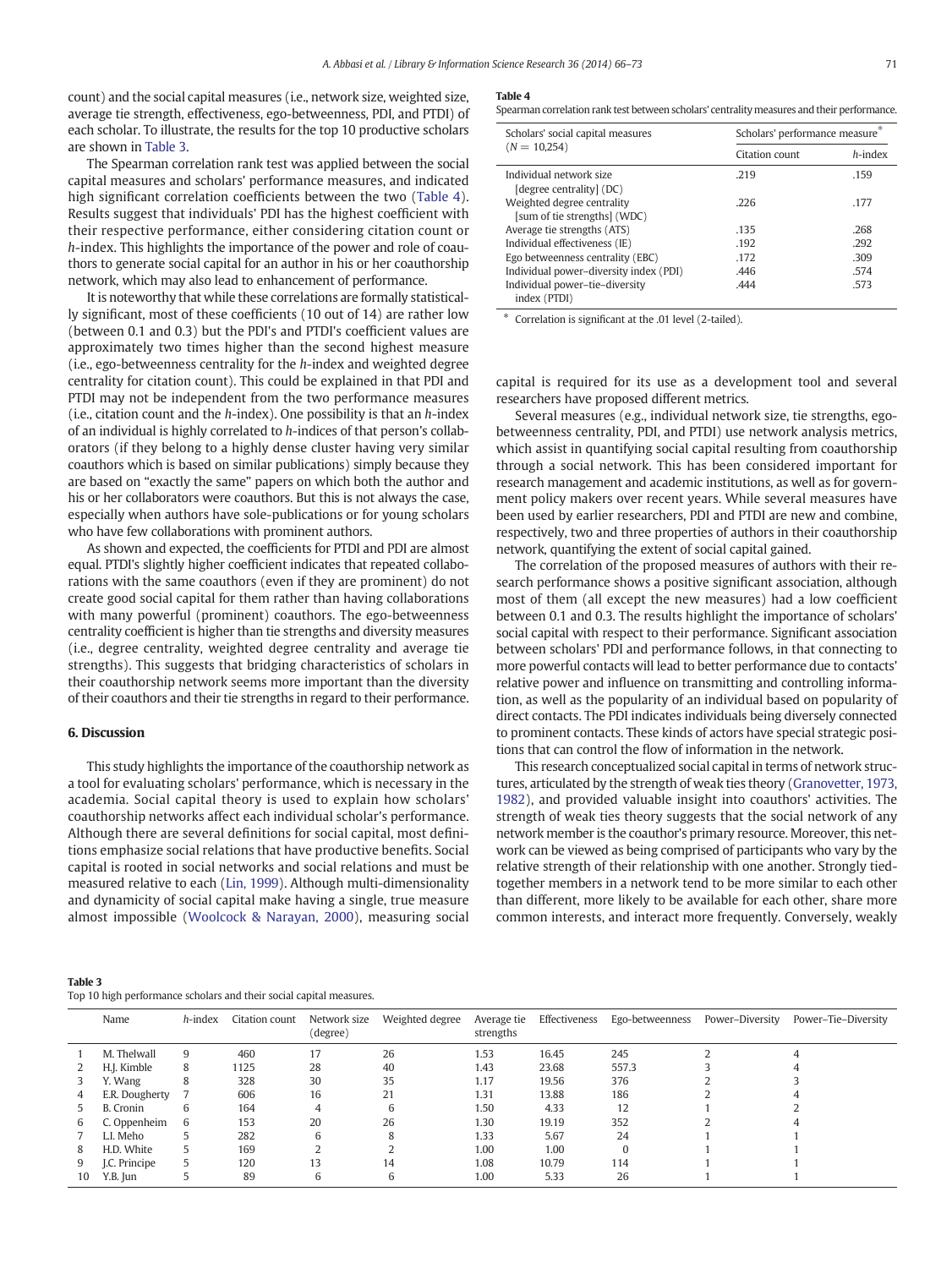count) and the social capital measures (i.e., network size, weighted size, average tie strength, effectiveness, ego-betweenness, PDI, and PTDI) of each scholar. To illustrate, the results for the top 10 productive scholars are shown in Table 3.

The Spearman correlation rank test was applied between the social capital measures and scholars' performance measures, and indicated high significant correlation coefficients between the two (Table 4). Results suggest that individuals' PDI has the highest coefficient with their respective performance, either considering citation count or *h*-index. This highlights the importance of the power and role of coauthors to generate social capital for an author in his or her coauthorship network, which may also lead to enhancement of performance.

It is noteworthy that while these correlations are formally statistically significant, most of these coefficients (10 out of 14) are rather low (between 0.1 and 0.3) but the PDI's and PTDI's coefficient values are approximately two times higher than the second highest measure (i.e., ego-betweenness centrality for the *h*-index and weighted degree centrality for citation count). This could be explained in that PDI and PTDI may not be independent from the two performance measures (i.e., citation count and the *h*-index). One possibility is that an *h*-index of an individual is highly correlated to *h*-indices of that person's collaborators (if they belong to a highly dense cluster having very similar coauthors which is based on similar publications) simply because they are based on "exactly the same" papers on which both the author and his or her collaborators were coauthors. But this is not always the case, especially when authors have sole-publications or for young scholars who have few collaborations with prominent authors.

As shown and expected, the coefficients for PTDI and PDI are almost equal. PTDI's slightly higher coefficient indicates that repeated collaborations with the same coauthors (even if they are prominent) do not create good social capital for them rather than having collaborations with many powerful (prominent) coauthors. The ego-betweenness centrality coefficient is higher than tie strengths and diversity measures (i.e., degree centrality, weighted degree centrality and average tie strengths). This suggests that bridging characteristics of scholars in their coauthorship network seems more important than the diversity of their coauthors and their tie strengths in regard to their performance.

**Table 4**
Spearman correlation rank test between scholars' centrality measures and their performance.

| Scholars' social capital measures ($N = 10{,}254$) | Scholars' performance measure* | |
|---|---|---|
| | Citation count | *h*-index |
| Individual network size [degree centrality] (DC) | .219 | .159 |
| Weighted degree centrality [sum of tie strengths] (WDC) | .226 | .177 |
| Average tie strengths (ATS) | .135 | .268 |
| Individual effectiveness (IE) | .192 | .292 |
| Ego betweenness centrality (EBC) | .172 | .309 |
| Individual power–diversity index (PDI) | .446 | .574 |
| Individual power–tie–diversity index (PTDI) | .444 | .573 |

\* Correlation is significant at the .01 level (2-tailed).

## 6. Discussion

This study highlights the importance of the coauthorship network as a tool for evaluating scholars' performance, which is necessary in the academia. Social capital theory is used to explain how scholars' coauthorship networks affect each individual scholar's performance. Although there are several definitions for social capital, most definitions emphasize social relations that have productive benefits. Social capital is rooted in social networks and social relations and must be measured relative to each (Lin, 1999). Although multi-dimensionality and dynamicity of social capital make having a single, true measure almost impossible (Woolcock & Narayan, 2000), measuring social capital is required for its use as a development tool and several researchers have proposed different metrics.

Several measures (e.g., individual network size, tie strengths, ego-betweenness centrality, PDI, and PTDI) use network analysis metrics, which assist in quantifying social capital resulting from coauthorship through a social network. This has been considered important for research management and academic institutions, as well as for government policy makers over recent years. While several measures have been used by earlier researchers, PDI and PTDI are new and combine, respectively, two and three properties of authors in their coauthorship network, quantifying the extent of social capital gained.

The correlation of the proposed measures of authors with their research performance shows a positive significant association, although most of them (all except the new measures) had a low coefficient between 0.1 and 0.3. The results highlight the importance of scholars' social capital with respect to their performance. Significant association between scholars' PDI and performance follows, in that connecting to more powerful contacts will lead to better performance due to contacts' relative power and influence on transmitting and controlling information, as well as the popularity of an individual based on popularity of direct contacts. The PDI indicates individuals being diversely connected to prominent contacts. These kinds of actors have special strategic positions that can control the flow of information in the network.

This research conceptualized social capital in terms of network structures, articulated by the strength of weak ties theory (Granovetter, 1973, 1982), and provided valuable insight into coauthors' activities. The strength of weak ties theory suggests that the social network of any network member is the coauthor's primary resource. Moreover, this network can be viewed as being comprised of participants who vary by the relative strength of their relationship with one another. Strongly tied-together members in a network tend to be more similar to each other than different, more likely to be available for each other, share more common interests, and interact more frequently. Conversely, weakly

**Table 3**
Top 10 high performance scholars and their social capital measures.

| | Name | *h*-index | Citation count | Network size (degree) | Weighted degree | Average tie strengths | Effectiveness | Ego-betweenness | Power–Diversity | Power–Tie–Diversity |
|---|---|---|---|---|---|---|---|---|---|---|
| 1 | M. Thelwall | 9 | 460 | 17 | 26 | 1.53 | 16.45 | 245 | 2 | 4 |
| 2 | H.J. Kimble | 8 | 1125 | 28 | 40 | 1.43 | 23.68 | 557.3 | 3 | 4 |
| 3 | Y. Wang | 8 | 328 | 30 | 35 | 1.17 | 19.56 | 376 | 2 | 3 |
| 4 | E.R. Dougherty | 7 | 606 | 16 | 21 | 1.31 | 13.88 | 186 | 2 | 4 |
| 5 | B. Cronin | 6 | 164 | 4 | 6 | 1.50 | 4.33 | 12 | 1 | 2 |
| 6 | C. Oppenheim | 6 | 153 | 20 | 26 | 1.30 | 19.19 | 352 | 2 | 4 |
| 7 | L.I. Meho | 5 | 282 | 6 | 8 | 1.33 | 5.67 | 24 | 1 | 1 |
| 8 | H.D. White | 5 | 169 | 2 | 2 | 1.00 | 1.00 | 0 | 1 | 1 |
| 9 | J.C. Principe | 5 | 120 | 13 | 14 | 1.08 | 10.79 | 114 | 1 | 1 |
| 10 | Y.B. Jun | 5 | 89 | 6 | 6 | 1.00 | 5.33 | 26 | 1 | 1 |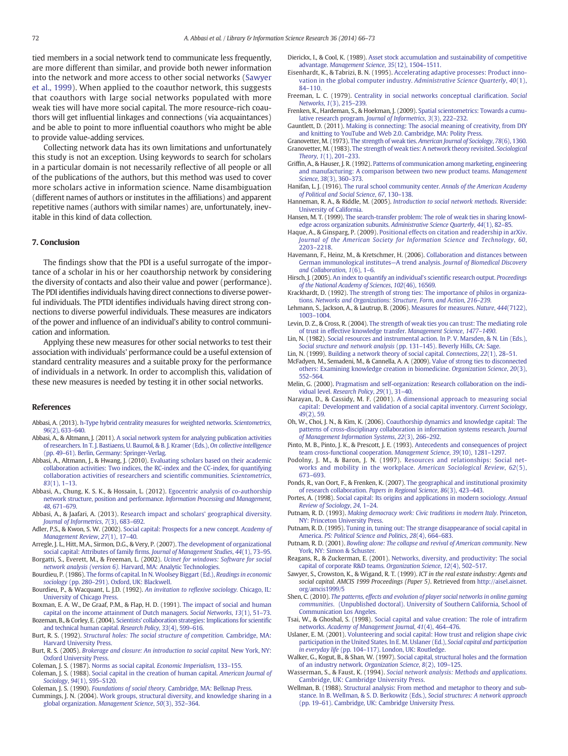tied members in a social network tend to communicate less frequently, are more different than similar, and provide both newer information into the network and more access to other social networks (Sawyer et al., 1999). When applied to the coauthor network, this suggests that coauthors with large social networks populated with more weak ties will have more social capital. The more resource-rich coauthors will get influential linkages and connections (via acquaintances) and be able to point to more influential coauthors who might be able to provide value-adding services.

Collecting network data has its own limitations and unfortunately this study is not an exception. Using keywords to search for scholars in a particular domain is not necessarily reflective of all people or all of the publications of the authors, but this method was used to cover more scholars active in information science. Name disambiguation (different names of authors or institutes in the affiliations) and apparent repetitive names (authors with similar names) are, unfortunately, inevitable in this kind of data collection.

## 7. Conclusion

The findings show that the PDI is a useful surrogate of the importance of a scholar in his or her coauthorship network by considering the diversity of contacts and also their value and power (performance). The PDI identifies individuals having direct connections to diverse powerful individuals. The PTDI identifies individuals having direct strong connections to diverse powerful individuals. These measures are indicators of the power and influence of an individual's ability to control communication and information.

Applying these new measures for other social networks to test their association with individuals' performance could be a useful extension of standard centrality measures and a suitable proxy for the performance of individuals in a network. In order to accomplish this, validation of these new measures is needed by testing it in other social networks.

## References

Abbasi, A. (2013). h-Type hybrid centrality measures for weighted networks. *Scientometrics*, *96*(2), 633–640.

Abbasi, A., & Altmann, J. (2011). A social network system for analyzing publication activities of researchers. In T. J. Bastiaens, U. Baumol, & B. J. Kramer (Eds.), *On collective intelligence* (pp. 49–61). Berlin, Germany: Springer-Verlag.

Abbasi, A., Altmann, J., & Hwang, J. (2010). Evaluating scholars based on their academic collaboration activities: Two indices, the RC-index and the CC-index, for quantifying collaboration activities of researchers and scientific communities. *Scientometrics*, *83*(1), 1–13.

Abbasi, A., Chung, K. S. K., & Hossain, L. (2012). Egocentric analysis of co-authorship network structure, position and performance. *Information Processing and Management*, *48*, 671–679.

Abbasi, A., & Jaafari, A. (2013). Research impact and scholars' geographical diversity. *Journal of Informetrics*, *7*(3), 683–692.

Adler, P.S., & Kwon, S. W. (2002). Social capital: Prospects for a new concept. *Academy of Management Review*, *27*(1), 17–40.

Arregle, J. L., Hitt, M.A., Sirmon, D.G., & Very, P. (2007). The development of organizational social capital: Attributes of family firms. *Journal of Management Studies*, *44*(1), 73–95.

Borgatti, S., Everett, M., & Freeman, L. (2002). *Ucinet for windows: Software for social network analysis (version 6)*. Harvard, MA: Analytic Technologies.

Bourdieu, P. (1986). The forms of capital. In N. Woolsey Biggart (Ed.), *Readings in economic sociology* (pp. 280–291). Oxford, UK: Blackwell.

Bourdieu, P., & Wacquant, L. J.D. (1992). *An invitation to reflexive sociology*. Chicago, IL: University of Chicago Press.

Boxman, E. A. W., De Graaf, P.M., & Flap, H. D. (1991). The impact of social and human capital on the income attainment of Dutch managers. *Social Networks*, *13*(1), 51–73.

Bozeman, B., & Corley, E. (2004). Scientists' collaboration strategies: Implications for scientific and technical human capital. *Research Policy*, *33*(4), 599–616.

Burt, R. S. (1992). *Structural holes: The social structure of competition*. Cambridge, MA: Harvard University Press.

Burt, R. S. (2005). *Brokerage and closure: An introduction to social capital*. New York, NY: Oxford University Press.

Coleman, J. S. (1987). Norms as social capital. *Economic Imperialism*, 133–155.

Coleman, J. S. (1988). Social capital in the creation of human capital. *American Journal of Sociology*, *94*(1), S95–S120.

Coleman, J. S. (1990). *Foundations of social theory*. Cambridge, MA: Belknap Press.

Cummings, J. N. (2004). Work groups, structural diversity, and knowledge sharing in a global organization. *Management Science*, *50*(3), 352–364.

Dierickx, I., & Cool, K. (1989). Asset stock accumulation and sustainability of competitive advantage. *Management Science*, *35*(12), 1504–1511.

Eisenhardt, K., & Tabrizi, B. N. (1995). Accelerating adaptive processes: Product innovation in the global computer industry. *Administrative Science Quarterly*, *40*(1), 84–110.

Freeman, L. C. (1979). Centrality in social networks conceptual clarification. *Social Networks*, *1*(3), 215–239.

Frenken, K., Hardeman, S., & Hoekman, J. (2009). Spatial scientometrics: Towards a cumulative research program. *Journal of Informetrics*, *3*(3), 222–232.

Gauntlett, D. (2011). Making is connecting: The asocial meaning of creativity, from DIY and knitting to YouTube and Web 2.0. Cambridge, MA: Polity Press.

Granovetter, M. (1973). The strength of weak ties. *American Journal of Sociology*, *78*(6), 1360.

Granovetter, M. (1983). The strength of weak ties: A network theory revisited. *Sociological Theory*, *1*(1), 201–233.

Griffin, A., & Hauser, J. R. (1992). Patterns of communication among marketing, engineering and manufacturing: A comparison between two new product teams. *Management Science*, *38*(3), 360–373.

Hanifan, L. J. (1916). The rural school community center. *Annals of the American Academy of Political and Social Science*, *67*, 130–138.

Hanneman, R. A., & Riddle, M. (2005). *Introduction to social network methods*. Riverside: University of California.

Hansen, M. T. (1999). The search-transfer problem: The role of weak ties in sharing knowledge across organization subunits. *Administrative Science Quarterly*, *44*(1), 82–85.

Haque, A., & Ginsparg, P. (2009). Positional effects on citation and readership in arXiv. *Journal of the American Society for Information Science and Technology*, *60*, 2203–2218.

Havemann, F., Heinz, M., & Kretschmer, H. (2006). Collaboration and distances between German immunological institutes—A trend analysis. *Journal of Biomedical Discovery and Collaboration*, *1*(6), 1–6.

Hirsch, J. (2005). An index to quantify an individual's scientific research output. *Proceedings of the National Academy of Sciences*, *102*(46), 16569.

Krackhardt, D. (1992). The strength of strong ties: The importance of philos in organizations. *Networks and Organizations: Structure, Form, and Action*, *216–239*.

Lehmann, S., Jackson, A., & Lautrup, B. (2006). Measures for measures. *Nature*, *444*(7122), 1003–1004.

Levin, D. Z., & Cross, R. (2004). The strength of weak ties you can trust: The mediating role of trust in effective knowledge transfer. *Management Science*, *1477–1490*.

Lin, N. (1982). Social resources and instrumental action. In P. V. Marsden, & N. Lin (Eds.), *Social structure and network analysis* (pp. 131–145). Beverly Hills, CA: Sage.

Lin, N. (1999). Building a network theory of social capital. *Connections*, *22*(1), 28–51.

McFadyen, M., Semadeni, M., & Cannella, A. A. (2009). Value of strong ties to disconnected others: Examining knowledge creation in biomedicine. *Organization Science*, *20*(3), 552–564.

Melin, G. (2000). Pragmatism and self-organization: Research collaboration on the individual level. *Research Policy*, *29*(1), 31–40.

Narayan, D., & Cassidy, M. F. (2001). A dimensional approach to measuring social capital: Development and validation of a social capital inventory. *Current Sociology*, *49*(2), 59.

Oh, W., Choi, J. N., & Kim, K. (2006). Coauthorship dynamics and knowledge capital: The patterns of cross-disciplinary collaboration in information systems research. *Journal of Management Information Systems*, *22*(3), 266–292.

Pinto, M. B., Pinto, J. K., & Prescott, J. E. (1993). Antecedents and consequences of project team cross-functional cooperation. *Management Science*, *39*(10), 1281–1297.

Podolny, J. M., & Baron, J. N. (1997). Resources and relationships: Social networks and mobility in the workplace. *American Sociological Review*, *62*(5), 673–693.

Ponds, R., van Oort, F., & Frenken, K. (2007). The geographical and institutional proximity of research collaboration. *Papers in Regional Science*, *86*(3), 423–443.

Portes, A. (1998). Social capital: Its origins and applications in modern sociology. *Annual Review of Sociology*, *24*, 1–24.

Putnam, R. D. (1993). *Making democracy work: Civic traditions in modern Italy*. Princeton, NY: Princeton University Press.

Putnam, R. D. (1995). Tuning in, tuning out: The strange disappearance of social capital in America. *PS: Political Science and Politics*, *28*(4), 664–683.

Putnam, R. D. (2001). *Bowling alone: The collapse and revival of American community*. New York, NY: Simon & Schuster.

Reagans, R., & Zuckerman, E. (2001). Networks, diversity, and productivity: The social capital of corporate R&D teams. *Organization Science*, *12*(4), 502–517.

Sawyer, S., Crowston, K., & Wigand, R. T. (1999). *ICT in the real estate industry: Agents and social capital. AMCIS 1999 Proceedings (Paper 5)*. Retrieved from http://aisel.aisnet.org/amcis1999/5

Shen, C. (2010). *The patterns, effects and evolution of player social networks in online gaming communities*. (Unpublished doctoral). University of Southern California, School of Communication Los Angeles.

Tsai, W., & Ghoshal, S. (1998). Social capital and value creation: The role of intrafirm networks. *Academy of Management Journal*, *41*(4), 464–476.

Uslaner, E. M. (2001). Volunteering and social capital: How trust and religion shape civic participation in the United States. In E. M. Uslaner (Ed.), *Social capital and participation in everyday life* (pp. 104–117). London, UK: Routledge.

Walker, G., Kogut, B., & Shan, W. (1997). Social capital, structural holes and the formation of an industry network. *Organization Science*, *8*(2), 109–125.

Wasserman, S., & Faust, K. (1994). *Social network analysis: Methods and applications*. Cambridge, UK: Cambridge University Press.

Wellman, B. (1988). Structural analysis: From method and metaphor to theory and substance. In B. Wellman, & S. D. Berkowitz (Eds.), *Social structures: A network approach* (pp. 19–61). Cambridge, UK: Cambridge University Press.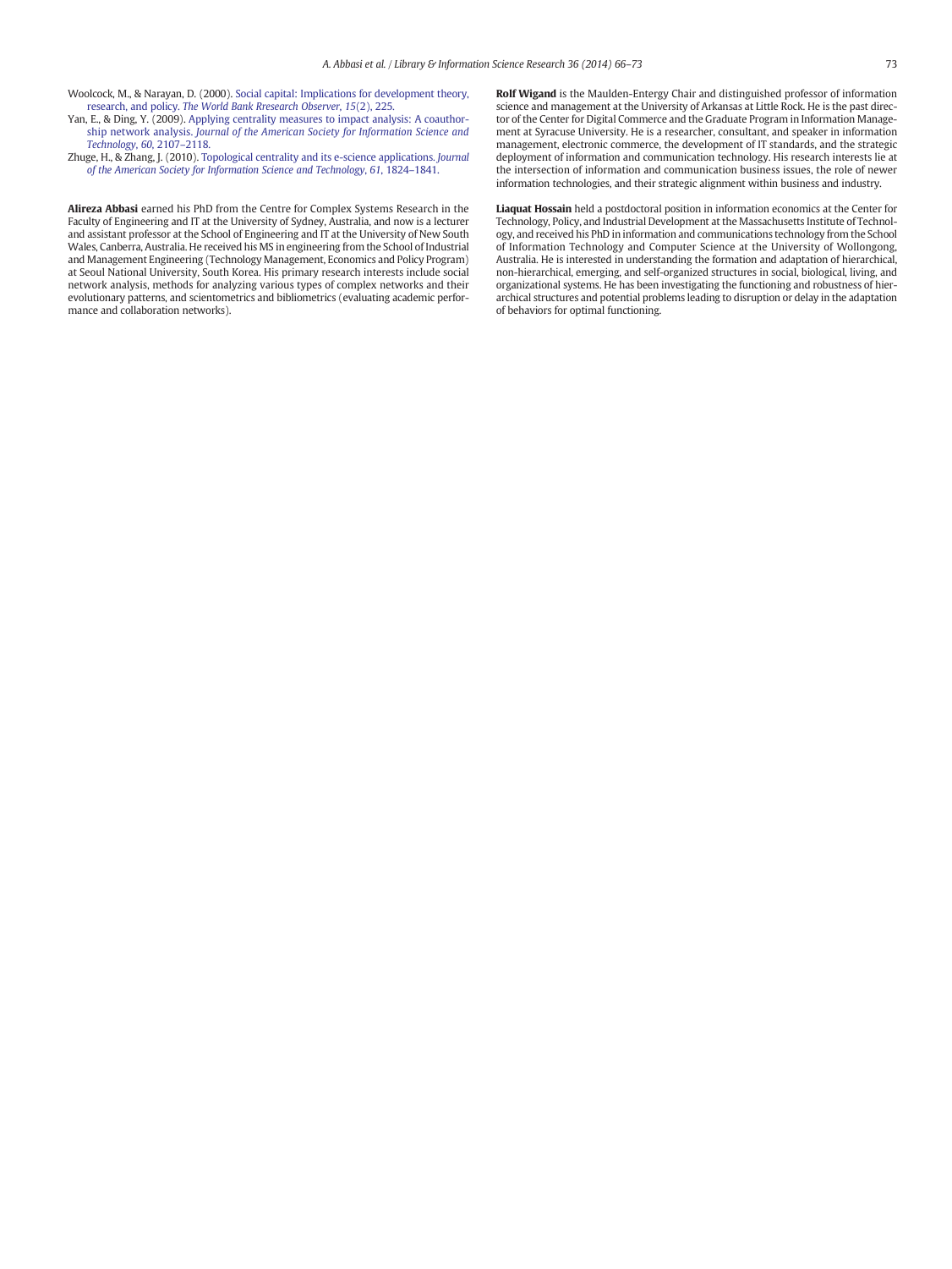Woolcock, M., & Narayan, D. (2000). Social capital: Implications for development theory, research, and policy. *The World Bank Rresearch Observer*, *15*(2), 225.

Yan, E., & Ding, Y. (2009). Applying centrality measures to impact analysis: A coauthorship network analysis. *Journal of the American Society for Information Science and Technology*, *60*, 2107–2118.

Zhuge, H., & Zhang, J. (2010). Topological centrality and its e-science applications. *Journal of the American Society for Information Science and Technology*, *61*, 1824–1841.

**Alireza Abbasi** earned his PhD from the Centre for Complex Systems Research in the Faculty of Engineering and IT at the University of Sydney, Australia, and now is a lecturer and assistant professor at the School of Engineering and IT at the University of New South Wales, Canberra, Australia. He received his MS in engineering from the School of Industrial and Management Engineering (Technology Management, Economics and Policy Program) at Seoul National University, South Korea. His primary research interests include social network analysis, methods for analyzing various types of complex networks and their evolutionary patterns, and scientometrics and bibliometrics (evaluating academic performance and collaboration networks).

**Rolf Wigand** is the Maulden-Entergy Chair and distinguished professor of information science and management at the University of Arkansas at Little Rock. He is the past director of the Center for Digital Commerce and the Graduate Program in Information Management at Syracuse University. He is a researcher, consultant, and speaker in information management, electronic commerce, the development of IT standards, and the strategic deployment of information and communication technology. His research interests lie at the intersection of information and communication business issues, the role of newer information technologies, and their strategic alignment within business and industry.

**Liaquat Hossain** held a postdoctoral position in information economics at the Center for Technology, Policy, and Industrial Development at the Massachusetts Institute of Technology, and received his PhD in information and communications technology from the School of Information Technology and Computer Science at the University of Wollongong, Australia. He is interested in understanding the formation and adaptation of hierarchical, non-hierarchical, emerging, and self-organized structures in social, biological, living, and organizational systems. He has been investigating the functioning and robustness of hierarchical structures and potential problems leading to disruption or delay in the adaptation of behaviors for optimal functioning.